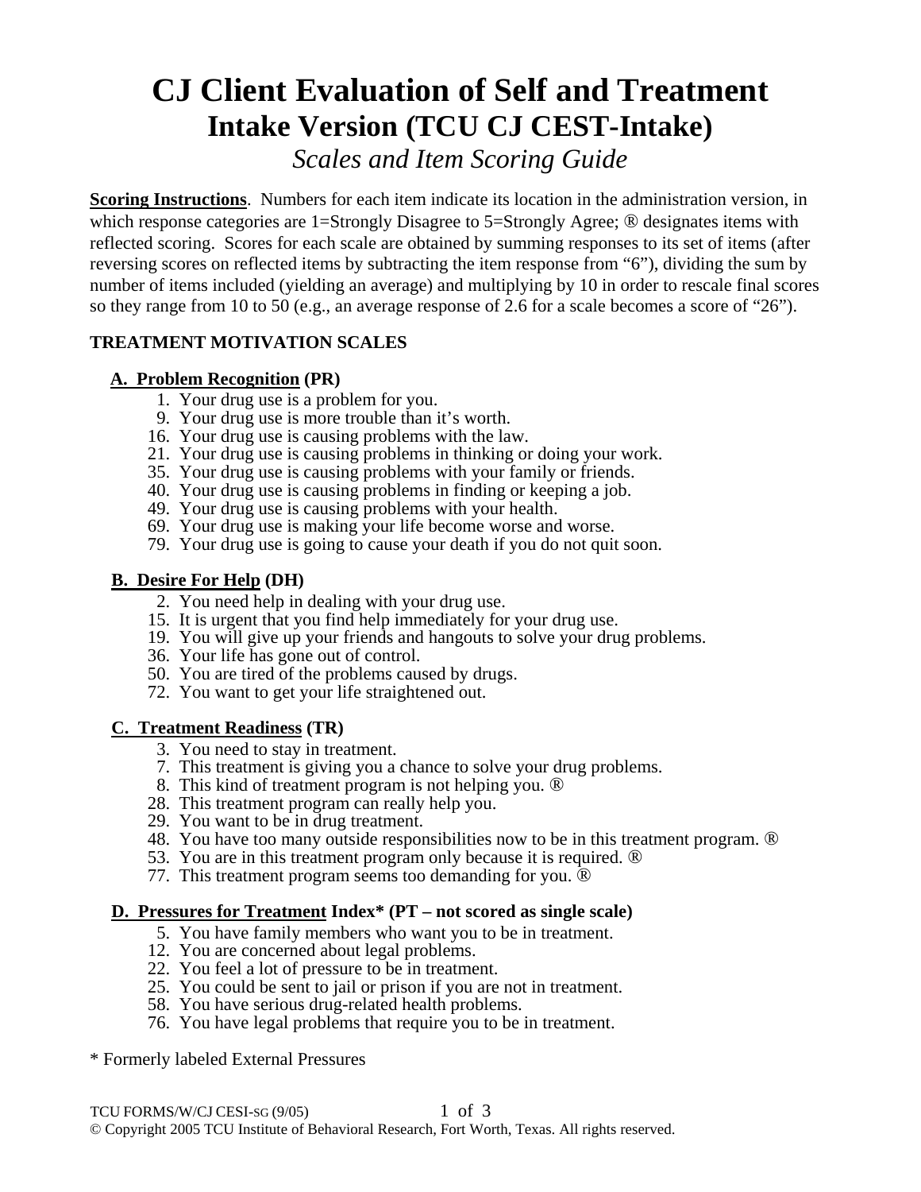# CJ Client Evaluation of Self and Treatment

## Intake Version (TCU CJ CEST-Intake)

### *Scales and Item Scoring Guide*

**Scoring Instructions**. Numbers for each item indicate its location in the administration version, in which response categories are 1=Strongly Disagree to 5=Strongly Agree; ® designates items with reflected scoring. Scores for each scale are obtained by summing responses to its set of items (after reversing scores on reflected items by subtracting the item response from "6"), dividing the sum by number of items included (yielding an average) and multiplying by 10 in order to rescale final scores so they range from 10 to 50 (e.g., an average response of 2.6 for a scale becomes a score of "26").

**TREATMENT MOTIVATION SCALES**

**A. Problem Recognition (PR)**

1. Your drug use is a problem for you.
9. Your drug use is more trouble than it's worth.
16. Your drug use is causing problems with the law.
21. Your drug use is causing problems in thinking or doing your work.
35. Your drug use is causing problems with your family or friends.
40. Your drug use is causing problems in finding or keeping a job.
49. Your drug use is causing problems with your health.
69. Your drug use is making your life become worse and worse.
79. Your drug use is going to cause your death if you do not quit soon.

**B. Desire For Help (DH)**

2. You need help in dealing with your drug use.
15. It is urgent that you find help immediately for your drug use.
19. You will give up your friends and hangouts to solve your drug problems.
36. Your life has gone out of control.
50. You are tired of the problems caused by drugs.
72. You want to get your life straightened out.

**C. Treatment Readiness (TR)**

3. You need to stay in treatment.
7. This treatment is giving you a chance to solve your drug problems.
8. This kind of treatment program is not helping you. ®
28. This treatment program can really help you.
29. You want to be in drug treatment.
48. You have too many outside responsibilities now to be in this treatment program. ®
53. You are in this treatment program only because it is required. ®
77. This treatment program seems too demanding for you. ®

**D. Pressures for Treatment Index* (PT – not scored as single scale)**

5. You have family members who want you to be in treatment.
12. You are concerned about legal problems.
22. You feel a lot of pressure to be in treatment.
25. You could be sent to jail or prison if you are not in treatment.
58. You have serious drug-related health problems.
76. You have legal problems that require you to be in treatment.

\* Formerly labeled External Pressures

TCU FORMS/W/CJ CESI-SG (9/05)

© Copyright 2005 TCU Institute of Behavioral Research, Fort Worth, Texas. All rights reserved.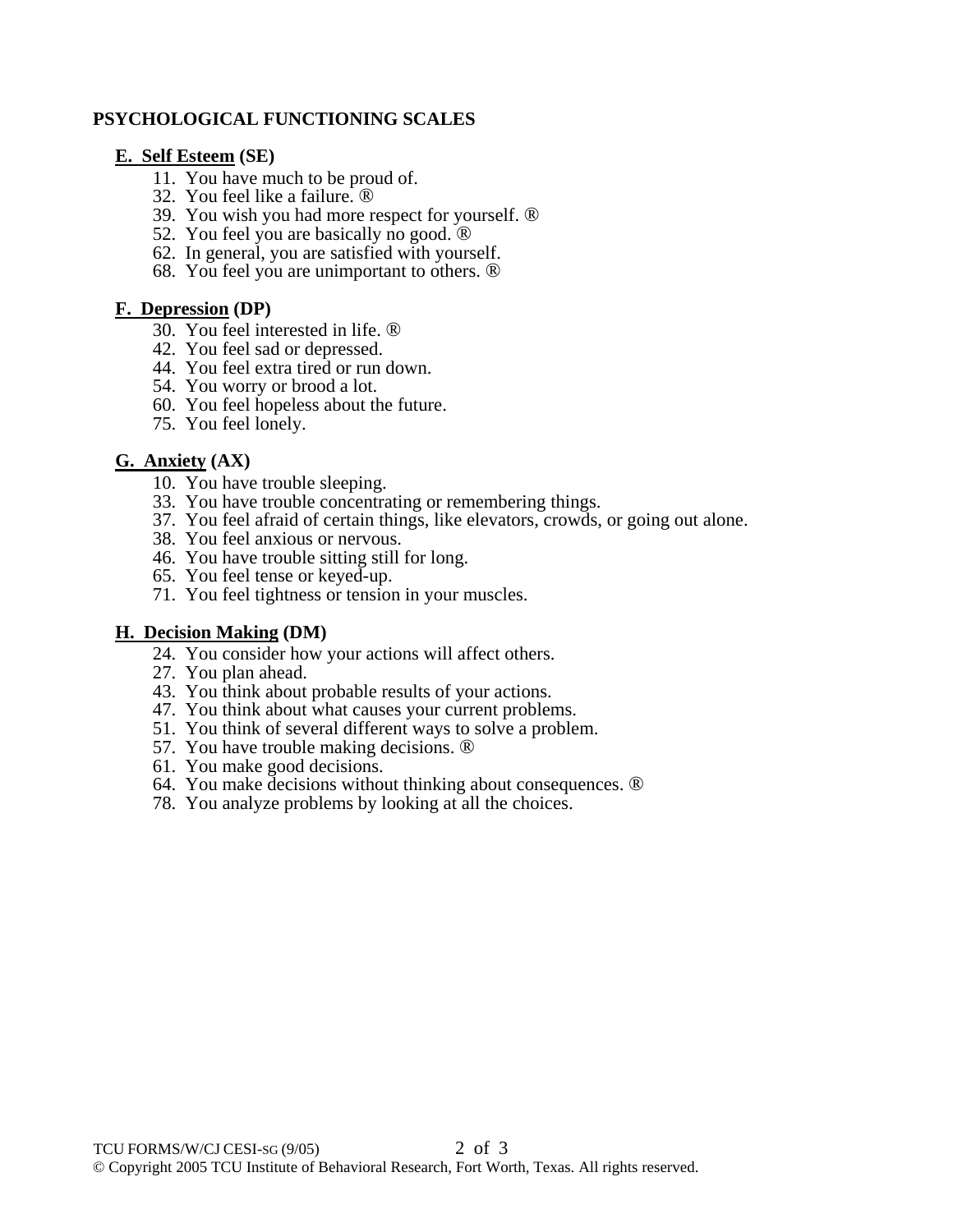## PSYCHOLOGICAL FUNCTIONING SCALES

### E. Self Esteem (SE)

11. You have much to be proud of.
32. You feel like a failure. ®
39. You wish you had more respect for yourself. ®
52. You feel you are basically no good. ®
62. In general, you are satisfied with yourself.
68. You feel you are unimportant to others. ®

### F. Depression (DP)

30. You feel interested in life. ®
42. You feel sad or depressed.
44. You feel extra tired or run down.
54. You worry or brood a lot.
60. You feel hopeless about the future.
75. You feel lonely.

### G. Anxiety (AX)

10. You have trouble sleeping.
33. You have trouble concentrating or remembering things.
37. You feel afraid of certain things, like elevators, crowds, or going out alone.
38. You feel anxious or nervous.
46. You have trouble sitting still for long.
65. You feel tense or keyed-up.
71. You feel tightness or tension in your muscles.

### H. Decision Making (DM)

24. You consider how your actions will affect others.
27. You plan ahead.
43. You think about probable results of your actions.
47. You think about what causes your current problems.
51. You think of several different ways to solve a problem.
57. You have trouble making decisions. ®
61. You make good decisions.
64. You make decisions without thinking about consequences. ®
78. You analyze problems by looking at all the choices.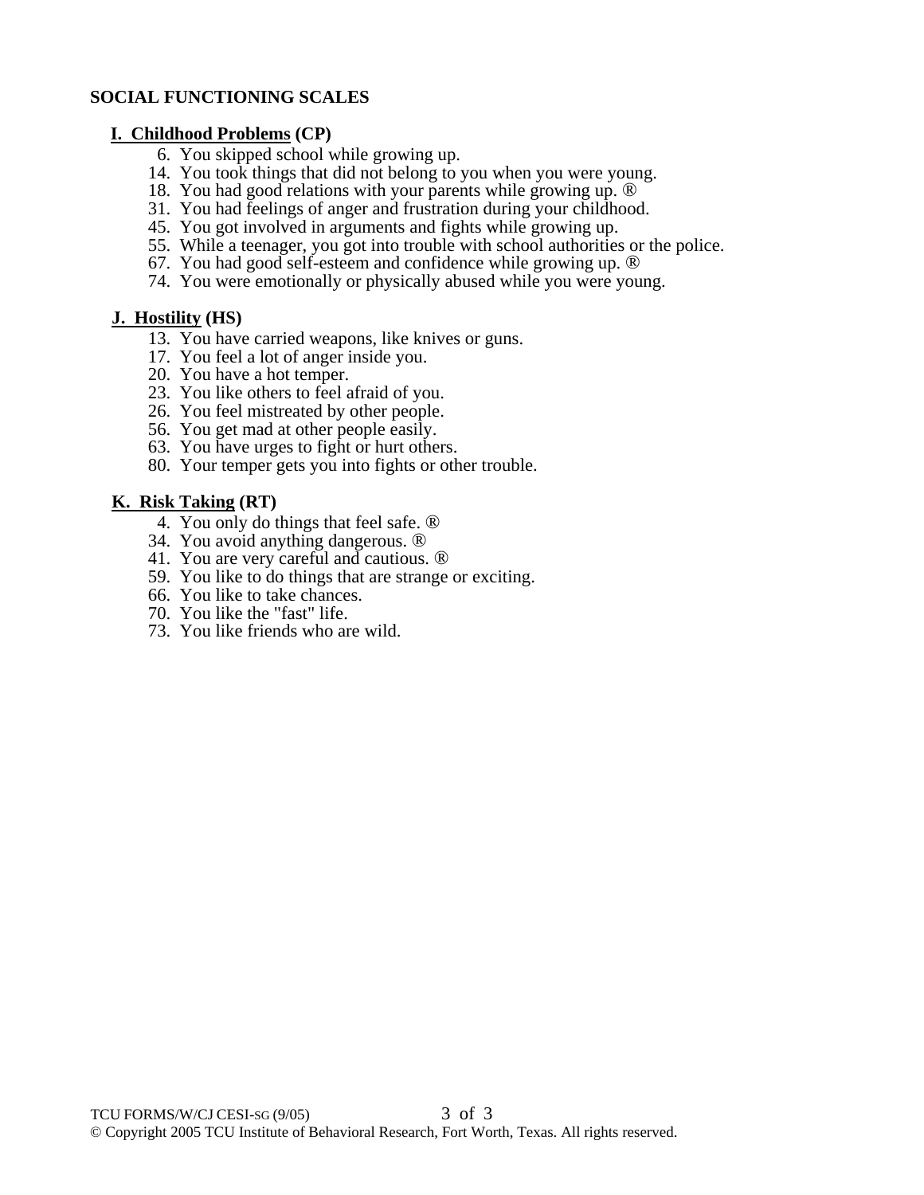**SOCIAL FUNCTIONING SCALES**

**I. Childhood Problems (CP)**

6. You skipped school while growing up.
14. You took things that did not belong to you when you were young.
18. You had good relations with your parents while growing up. ®
31. You had feelings of anger and frustration during your childhood.
45. You got involved in arguments and fights while growing up.
55. While a teenager, you got into trouble with school authorities or the police.
67. You had good self-esteem and confidence while growing up. ®
74. You were emotionally or physically abused while you were young.

**J. Hostility (HS)**

13. You have carried weapons, like knives or guns.
17. You feel a lot of anger inside you.
20. You have a hot temper.
23. You like others to feel afraid of you.
26. You feel mistreated by other people.
56. You get mad at other people easily.
63. You have urges to fight or hurt others.
80. Your temper gets you into fights or other trouble.

**K. Risk Taking (RT)**

4. You only do things that feel safe. ®
34. You avoid anything dangerous. ®
41. You are very careful and cautious. ®
59. You like to do things that are strange or exciting.
66. You like to take chances.
70. You like the "fast" life.
73. You like friends who are wild.

TCU FORMS/W/CJ CESI-SG (9/05)
© Copyright 2005 TCU Institute of Behavioral Research, Fort Worth, Texas. All rights reserved.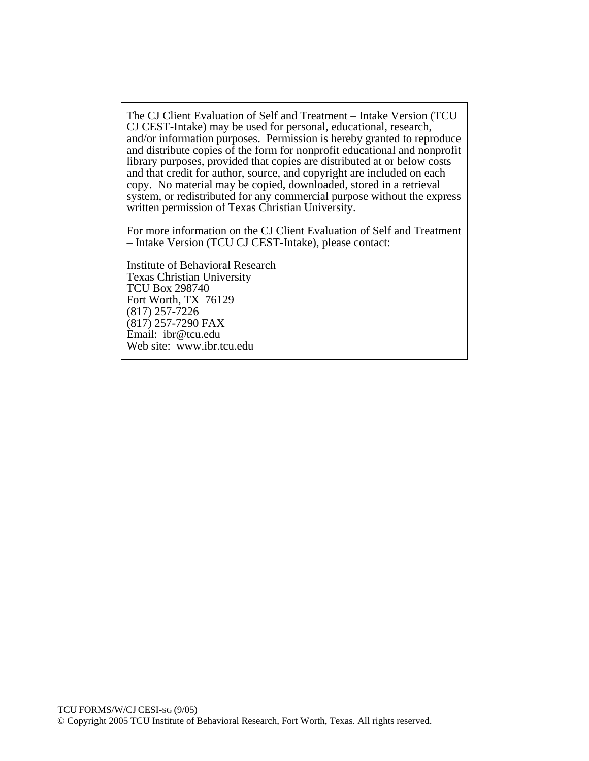The CJ Client Evaluation of Self and Treatment – Intake Version (TCU CJ CEST-Intake) may be used for personal, educational, research, and/or information purposes. Permission is hereby granted to reproduce and distribute copies of the form for nonprofit educational and nonprofit library purposes, provided that copies are distributed at or below costs and that credit for author, source, and copyright are included on each copy. No material may be copied, downloaded, stored in a retrieval system, or redistributed for any commercial purpose without the express written permission of Texas Christian University.

For more information on the CJ Client Evaluation of Self and Treatment – Intake Version (TCU CJ CEST-Intake), please contact:

Institute of Behavioral Research
Texas Christian University
TCU Box 298740
Fort Worth, TX 76129
(817) 257-7226
(817) 257-7290 FAX
Email: ibr@tcu.edu
Web site: www.ibr.tcu.edu

TCU FORMS/W/CJ CESI-SG (9/05)
© Copyright 2005 TCU Institute of Behavioral Research, Fort Worth, Texas. All rights reserved.